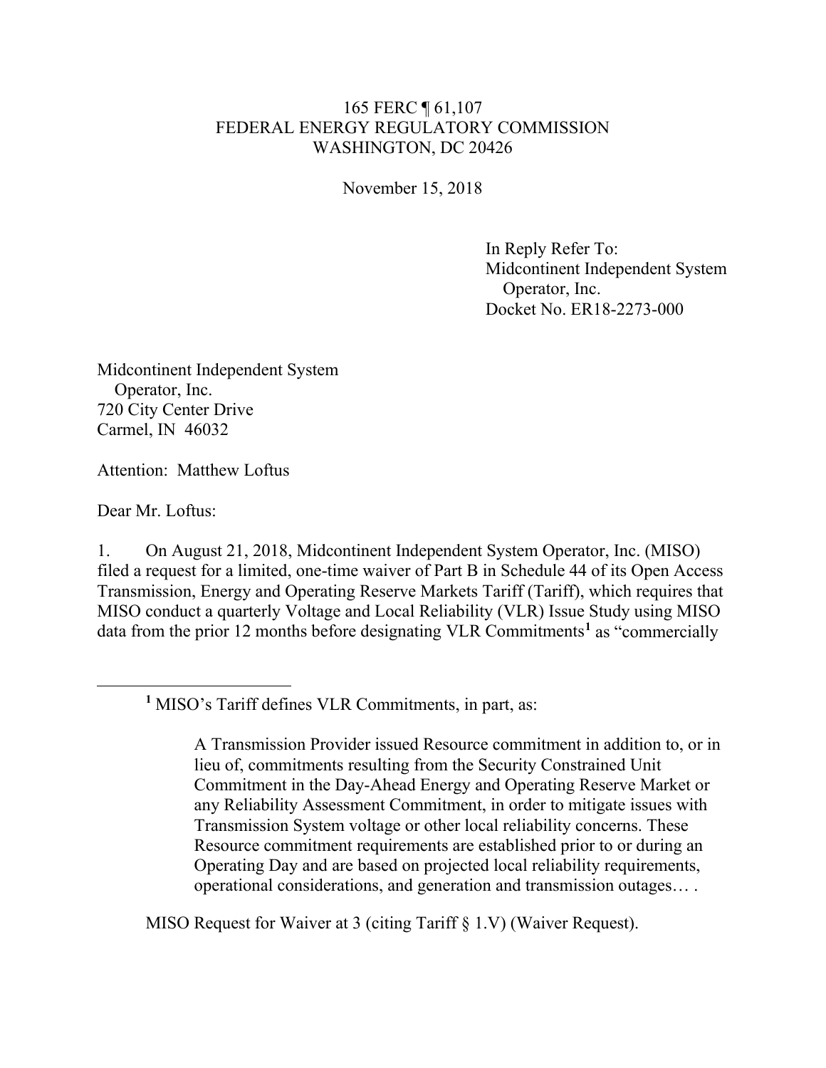165 FERC ¶ 61,107
FEDERAL ENERGY REGULATORY COMMISSION
WASHINGTON, DC 20426

November 15, 2018

In Reply Refer To:
Midcontinent Independent System
Operator, Inc.
Docket No. ER18-2273-000

Midcontinent Independent System
Operator, Inc.
720 City Center Drive
Carmel, IN 46032

Attention: Matthew Loftus

Dear Mr. Loftus:

1. On August 21, 2018, Midcontinent Independent System Operator, Inc. (MISO) filed a request for a limited, one-time waiver of Part B in Schedule 44 of its Open Access Transmission, Energy and Operating Reserve Markets Tariff (Tariff), which requires that MISO conduct a quarterly Voltage and Local Reliability (VLR) Issue Study using MISO data from the prior 12 months before designating VLR Commitments[1] as "commercially

---

[1] MISO's Tariff defines VLR Commitments, in part, as:

> A Transmission Provider issued Resource commitment in addition to, or in lieu of, commitments resulting from the Security Constrained Unit Commitment in the Day-Ahead Energy and Operating Reserve Market or any Reliability Assessment Commitment, in order to mitigate issues with Transmission System voltage or other local reliability concerns. These Resource commitment requirements are established prior to or during an Operating Day and are based on projected local reliability requirements, operational considerations, and generation and transmission outages… .

MISO Request for Waiver at 3 (citing Tariff § 1.V) (Waiver Request).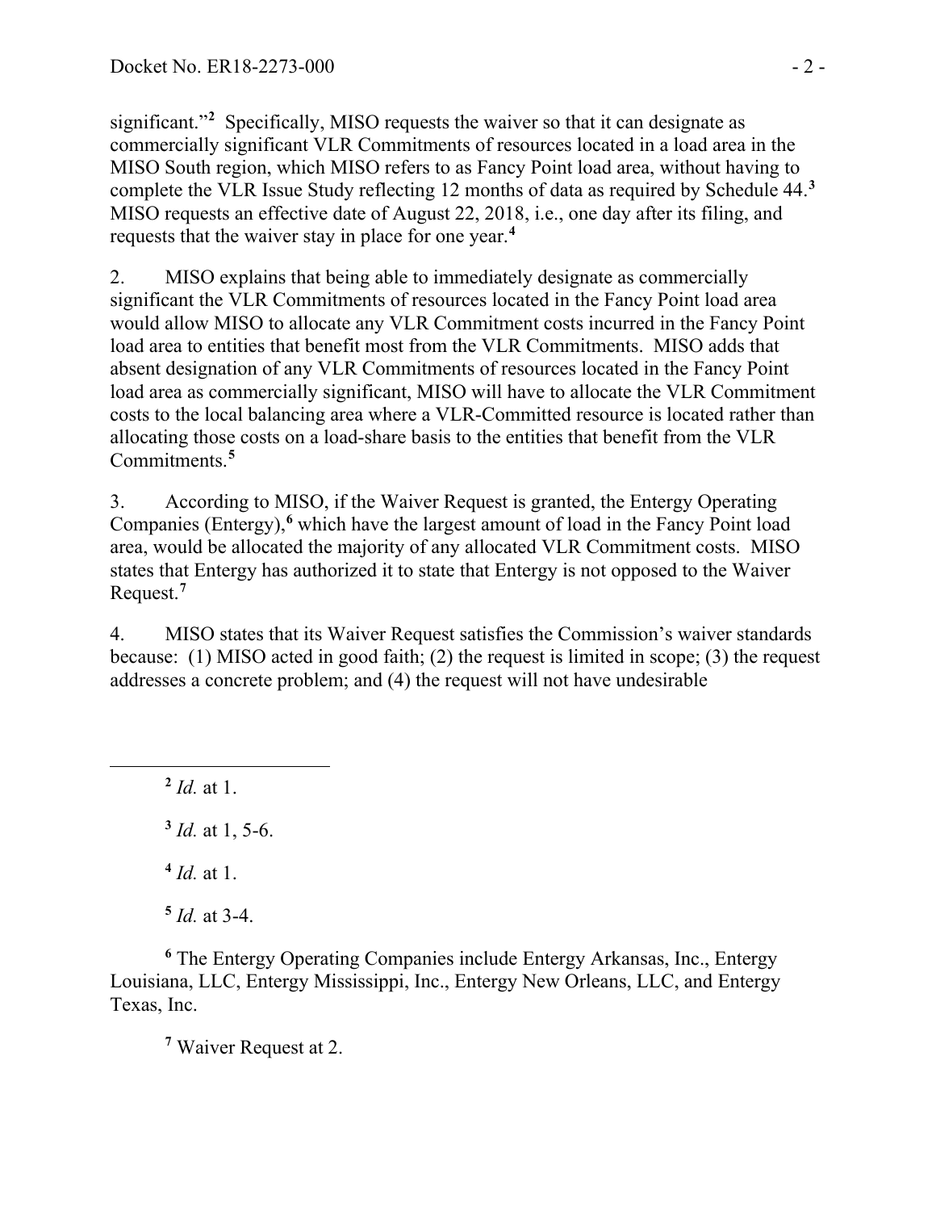significant."[2] Specifically, MISO requests the waiver so that it can designate as commercially significant VLR Commitments of resources located in a load area in the MISO South region, which MISO refers to as Fancy Point load area, without having to complete the VLR Issue Study reflecting 12 months of data as required by Schedule 44.[3] MISO requests an effective date of August 22, 2018, i.e., one day after its filing, and requests that the waiver stay in place for one year.[4]

2. MISO explains that being able to immediately designate as commercially significant the VLR Commitments of resources located in the Fancy Point load area would allow MISO to allocate any VLR Commitment costs incurred in the Fancy Point load area to entities that benefit most from the VLR Commitments. MISO adds that absent designation of any VLR Commitments of resources located in the Fancy Point load area as commercially significant, MISO will have to allocate the VLR Commitment costs to the local balancing area where a VLR-Committed resource is located rather than allocating those costs on a load-share basis to the entities that benefit from the VLR Commitments.[5]

3. According to MISO, if the Waiver Request is granted, the Entergy Operating Companies (Entergy),[6] which have the largest amount of load in the Fancy Point load area, would be allocated the majority of any allocated VLR Commitment costs. MISO states that Entergy has authorized it to state that Entergy is not opposed to the Waiver Request.[7]

4. MISO states that its Waiver Request satisfies the Commission's waiver standards because: (1) MISO acted in good faith; (2) the request is limited in scope; (3) the request addresses a concrete problem; and (4) the request will not have undesirable

---

[2] *Id.* at 1.

[3] *Id.* at 1, 5-6.

[4] *Id.* at 1.

[5] *Id.* at 3-4.

[6] The Entergy Operating Companies include Entergy Arkansas, Inc., Entergy Louisiana, LLC, Entergy Mississippi, Inc., Entergy New Orleans, LLC, and Entergy Texas, Inc.

[7] Waiver Request at 2.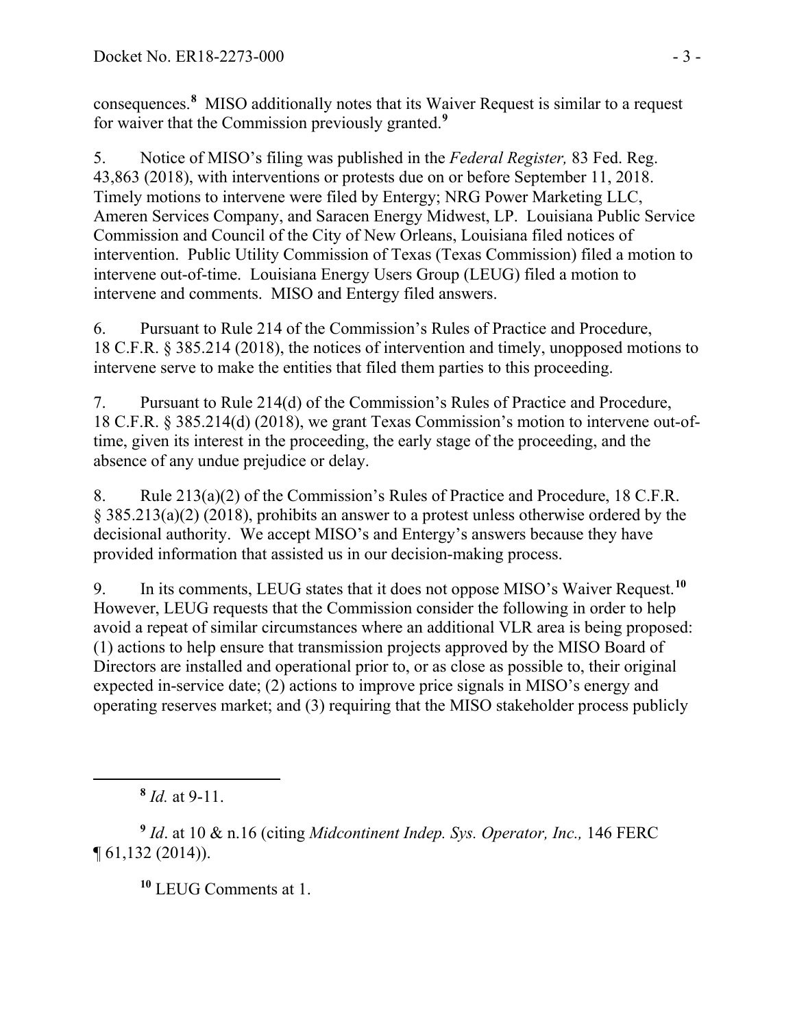consequences.[8] MISO additionally notes that its Waiver Request is similar to a request for waiver that the Commission previously granted.[9]

5. Notice of MISO's filing was published in the *Federal Register,* 83 Fed. Reg. 43,863 (2018), with interventions or protests due on or before September 11, 2018. Timely motions to intervene were filed by Entergy; NRG Power Marketing LLC, Ameren Services Company, and Saracen Energy Midwest, LP. Louisiana Public Service Commission and Council of the City of New Orleans, Louisiana filed notices of intervention. Public Utility Commission of Texas (Texas Commission) filed a motion to intervene out-of-time. Louisiana Energy Users Group (LEUG) filed a motion to intervene and comments. MISO and Entergy filed answers.

6. Pursuant to Rule 214 of the Commission's Rules of Practice and Procedure, 18 C.F.R. § 385.214 (2018), the notices of intervention and timely, unopposed motions to intervene serve to make the entities that filed them parties to this proceeding.

7. Pursuant to Rule 214(d) of the Commission's Rules of Practice and Procedure, 18 C.F.R. § 385.214(d) (2018), we grant Texas Commission's motion to intervene out-of-time, given its interest in the proceeding, the early stage of the proceeding, and the absence of any undue prejudice or delay.

8. Rule 213(a)(2) of the Commission's Rules of Practice and Procedure, 18 C.F.R. § 385.213(a)(2) (2018), prohibits an answer to a protest unless otherwise ordered by the decisional authority. We accept MISO's and Entergy's answers because they have provided information that assisted us in our decision-making process.

9. In its comments, LEUG states that it does not oppose MISO's Waiver Request.[10] However, LEUG requests that the Commission consider the following in order to help avoid a repeat of similar circumstances where an additional VLR area is being proposed: (1) actions to help ensure that transmission projects approved by the MISO Board of Directors are installed and operational prior to, or as close as possible to, their original expected in-service date; (2) actions to improve price signals in MISO's energy and operating reserves market; and (3) requiring that the MISO stakeholder process publicly

---

[8] *Id.* at 9-11.

[9] *Id*. at 10 & n.16 (citing *Midcontinent Indep. Sys. Operator, Inc.,* 146 FERC ¶ 61,132 (2014)).

[10] LEUG Comments at 1.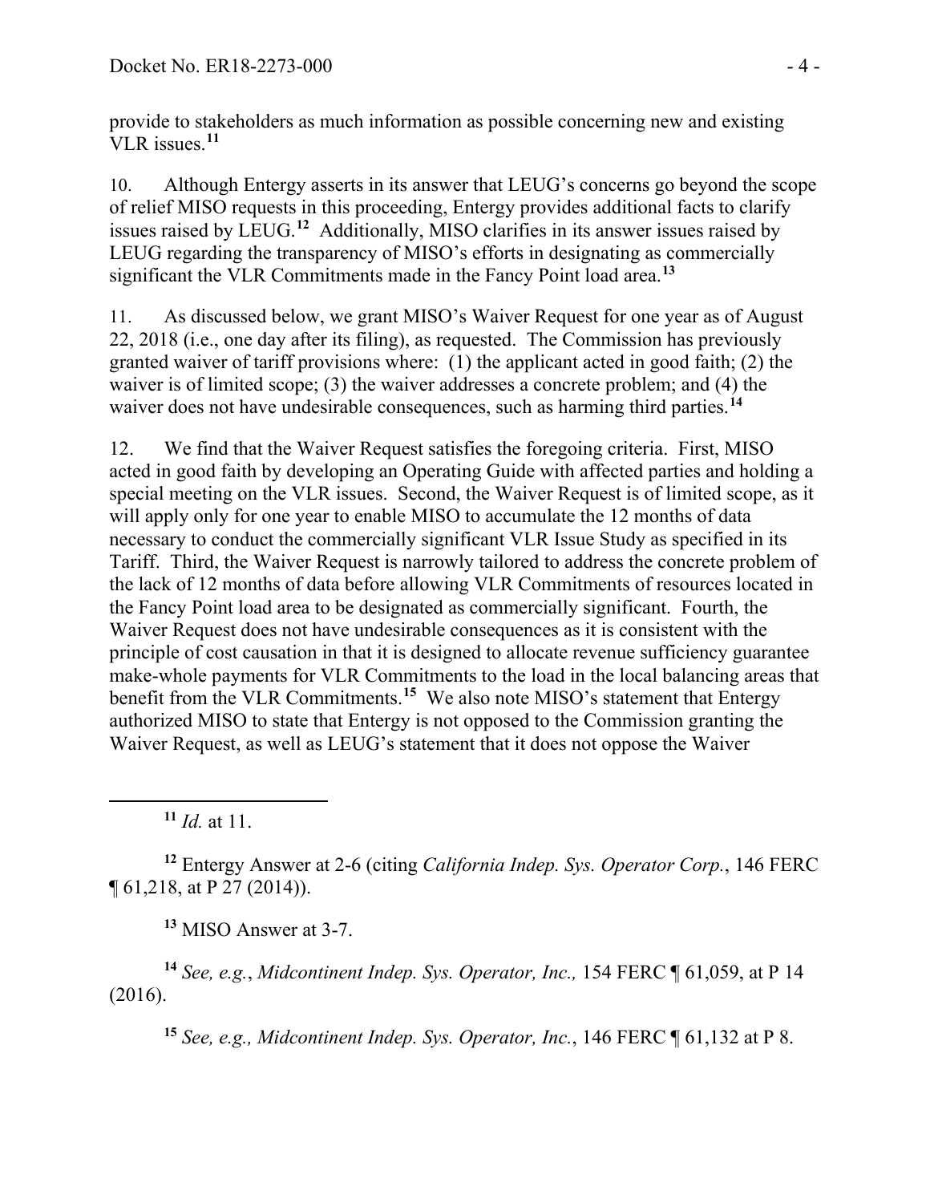provide to stakeholders as much information as possible concerning new and existing VLR issues.[11]

10. Although Entergy asserts in its answer that LEUG's concerns go beyond the scope of relief MISO requests in this proceeding, Entergy provides additional facts to clarify issues raised by LEUG.[12] Additionally, MISO clarifies in its answer issues raised by LEUG regarding the transparency of MISO's efforts in designating as commercially significant the VLR Commitments made in the Fancy Point load area.[13]

11. As discussed below, we grant MISO's Waiver Request for one year as of August 22, 2018 (i.e., one day after its filing), as requested. The Commission has previously granted waiver of tariff provisions where: (1) the applicant acted in good faith; (2) the waiver is of limited scope; (3) the waiver addresses a concrete problem; and (4) the waiver does not have undesirable consequences, such as harming third parties.[14]

12. We find that the Waiver Request satisfies the foregoing criteria. First, MISO acted in good faith by developing an Operating Guide with affected parties and holding a special meeting on the VLR issues. Second, the Waiver Request is of limited scope, as it will apply only for one year to enable MISO to accumulate the 12 months of data necessary to conduct the commercially significant VLR Issue Study as specified in its Tariff. Third, the Waiver Request is narrowly tailored to address the concrete problem of the lack of 12 months of data before allowing VLR Commitments of resources located in the Fancy Point load area to be designated as commercially significant. Fourth, the Waiver Request does not have undesirable consequences as it is consistent with the principle of cost causation in that it is designed to allocate revenue sufficiency guarantee make-whole payments for VLR Commitments to the load in the local balancing areas that benefit from the VLR Commitments.[15] We also note MISO's statement that Entergy authorized MISO to state that Entergy is not opposed to the Commission granting the Waiver Request, as well as LEUG's statement that it does not oppose the Waiver

---

[11] *Id.* at 11.

[12] Entergy Answer at 2-6 (citing *California Indep. Sys. Operator Corp.*, 146 FERC ¶ 61,218, at P 27 (2014)).

[13] MISO Answer at 3-7.

[14] *See, e.g.*, *Midcontinent Indep. Sys. Operator, Inc.,* 154 FERC ¶ 61,059, at P 14 (2016).

[15] *See, e.g., Midcontinent Indep. Sys. Operator, Inc.*, 146 FERC ¶ 61,132 at P 8.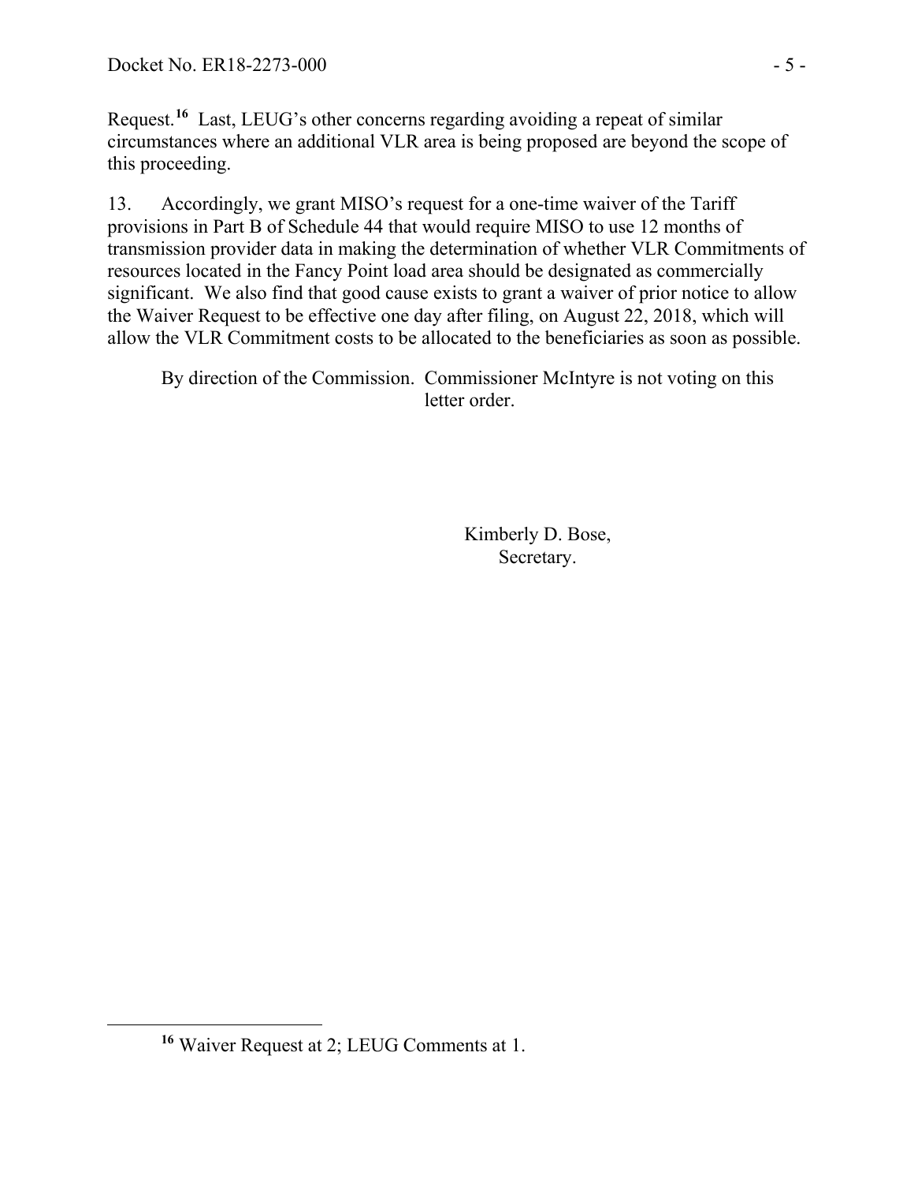Request.[16] Last, LEUG's other concerns regarding avoiding a repeat of similar circumstances where an additional VLR area is being proposed are beyond the scope of this proceeding.

13. Accordingly, we grant MISO's request for a one-time waiver of the Tariff provisions in Part B of Schedule 44 that would require MISO to use 12 months of transmission provider data in making the determination of whether VLR Commitments of resources located in the Fancy Point load area should be designated as commercially significant. We also find that good cause exists to grant a waiver of prior notice to allow the Waiver Request to be effective one day after filing, on August 22, 2018, which will allow the VLR Commitment costs to be allocated to the beneficiaries as soon as possible.

By direction of the Commission. Commissioner McIntyre is not voting on this letter order.

Kimberly D. Bose,
Secretary.

[16] Waiver Request at 2; LEUG Comments at 1.